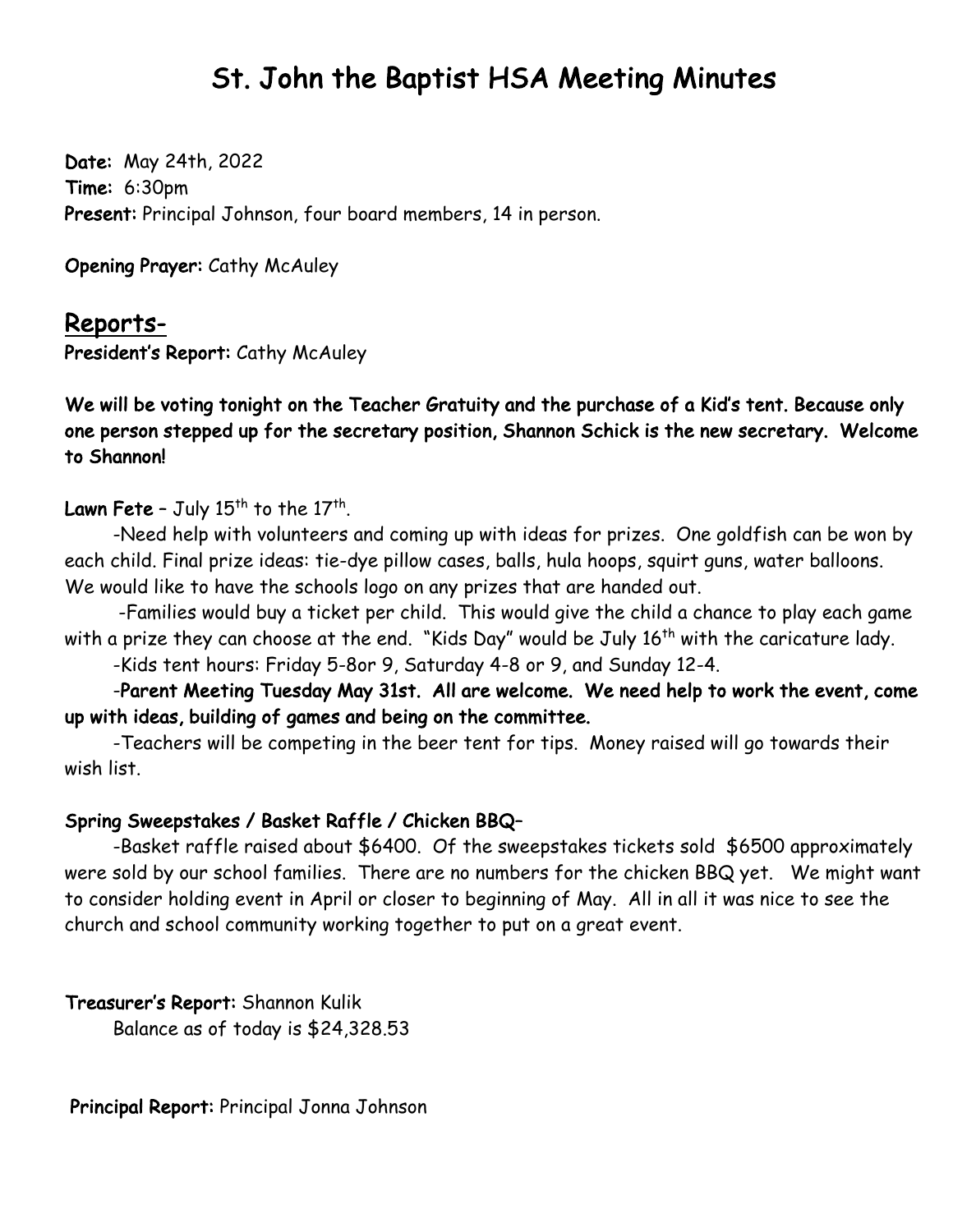# St. John the Baptist HSA Meeting Minutes

**Date:** May 24th, 2022
**Time:** 6:30pm
**Present:** Principal Johnson, four board members, 14 in person.

**Opening Prayer:** Cathy McAuley

## Reports-

**President's Report:** Cathy McAuley

**We will be voting tonight on the Teacher Gratuity and the purchase of a Kid's tent. Because only one person stepped up for the secretary position, Shannon Schick is the new secretary. Welcome to Shannon!**

**Lawn Fete** – July 15th to the 17th.

-Need help with volunteers and coming up with ideas for prizes. One goldfish can be won by each child. Final prize ideas: tie-dye pillow cases, balls, hula hoops, squirt guns, water balloons. We would like to have the schools logo on any prizes that are handed out.

-Families would buy a ticket per child. This would give the child a chance to play each game with a prize they can choose at the end. "Kids Day" would be July 16th with the caricature lady.

-Kids tent hours: Friday 5-8or 9, Saturday 4-8 or 9, and Sunday 12-4.

-**Parent Meeting Tuesday May 31st. All are welcome. We need help to work the event, come up with ideas, building of games and being on the committee.**

-Teachers will be competing in the beer tent for tips. Money raised will go towards their wish list.

**Spring Sweepstakes / Basket Raffle / Chicken BBQ**–

-Basket raffle raised about $6400. Of the sweepstakes tickets sold $6500 approximately were sold by our school families. There are no numbers for the chicken BBQ yet. We might want to consider holding event in April or closer to beginning of May. All in all it was nice to see the church and school community working together to put on a great event.

**Treasurer's Report:** Shannon Kulik

Balance as of today is $24,328.53

**Principal Report:** Principal Jonna Johnson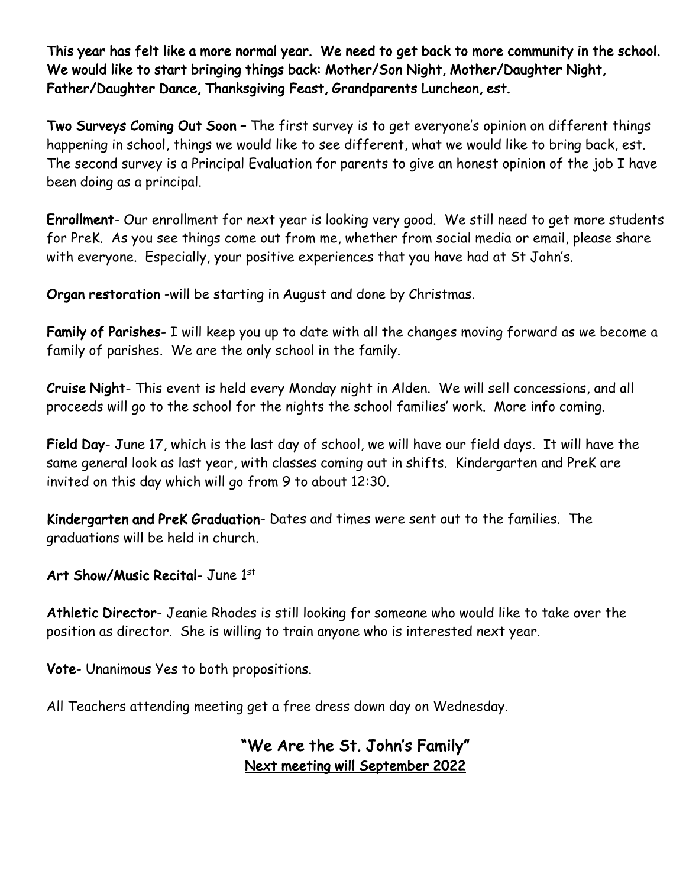**This year has felt like a more normal year. We need to get back to more community in the school. We would like to start bringing things back: Mother/Son Night, Mother/Daughter Night, Father/Daughter Dance, Thanksgiving Feast, Grandparents Luncheon, est.**

**Two Surveys Coming Out Soon –** The first survey is to get everyone's opinion on different things happening in school, things we would like to see different, what we would like to bring back, est. The second survey is a Principal Evaluation for parents to give an honest opinion of the job I have been doing as a principal.

**Enrollment**- Our enrollment for next year is looking very good. We still need to get more students for PreK. As you see things come out from me, whether from social media or email, please share with everyone. Especially, your positive experiences that you have had at St John's.

**Organ restoration** -will be starting in August and done by Christmas.

**Family of Parishes**- I will keep you up to date with all the changes moving forward as we become a family of parishes. We are the only school in the family.

**Cruise Night**- This event is held every Monday night in Alden. We will sell concessions, and all proceeds will go to the school for the nights the school families' work. More info coming.

**Field Day**- June 17, which is the last day of school, we will have our field days. It will have the same general look as last year, with classes coming out in shifts. Kindergarten and PreK are invited on this day which will go from 9 to about 12:30.

**Kindergarten and PreK Graduation**- Dates and times were sent out to the families. The graduations will be held in church.

**Art Show/Music Recital-** June 1st

**Athletic Director**- Jeanie Rhodes is still looking for someone who would like to take over the position as director. She is willing to train anyone who is interested next year.

**Vote**- Unanimous Yes to both propositions.

All Teachers attending meeting get a free dress down day on Wednesday.

**"We Are the St. John's Family"**

**Next meeting will September 2022**